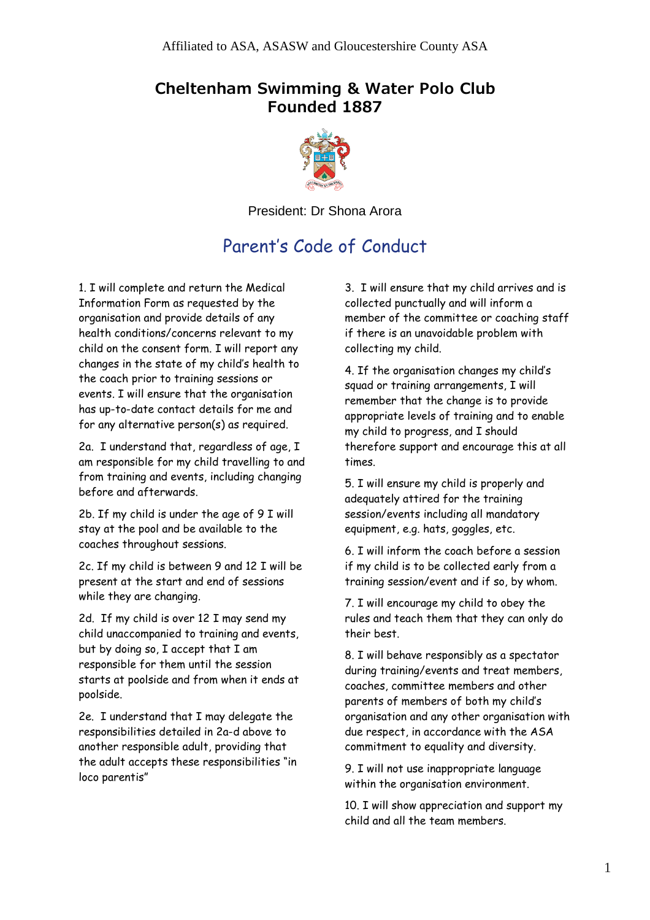Affiliated to ASA, ASASW and Gloucestershire County ASA

# Cheltenham Swimming & Water Polo Club
# Founded 1887

President: Dr Shona Arora

## Parent's Code of Conduct

1. I will complete and return the Medical Information Form as requested by the organisation and provide details of any health conditions/concerns relevant to my child on the consent form. I will report any changes in the state of my child's health to the coach prior to training sessions or events. I will ensure that the organisation has up-to-date contact details for me and for any alternative person(s) as required.

2a. I understand that, regardless of age, I am responsible for my child travelling to and from training and events, including changing before and afterwards.

2b. If my child is under the age of 9 I will stay at the pool and be available to the coaches throughout sessions.

2c. If my child is between 9 and 12 I will be present at the start and end of sessions while they are changing.

2d. If my child is over 12 I may send my child unaccompanied to training and events, but by doing so, I accept that I am responsible for them until the session starts at poolside and from when it ends at poolside.

2e. I understand that I may delegate the responsibilities detailed in 2a-d above to another responsible adult, providing that the adult accepts these responsibilities "in loco parentis"

3. I will ensure that my child arrives and is collected punctually and will inform a member of the committee or coaching staff if there is an unavoidable problem with collecting my child.

4. If the organisation changes my child's squad or training arrangements, I will remember that the change is to provide appropriate levels of training and to enable my child to progress, and I should therefore support and encourage this at all times.

5. I will ensure my child is properly and adequately attired for the training session/events including all mandatory equipment, e.g. hats, goggles, etc.

6. I will inform the coach before a session if my child is to be collected early from a training session/event and if so, by whom.

7. I will encourage my child to obey the rules and teach them that they can only do their best.

8. I will behave responsibly as a spectator during training/events and treat members, coaches, committee members and other parents of members of both my child's organisation and any other organisation with due respect, in accordance with the ASA commitment to equality and diversity.

9. I will not use inappropriate language within the organisation environment.

10. I will show appreciation and support my child and all the team members.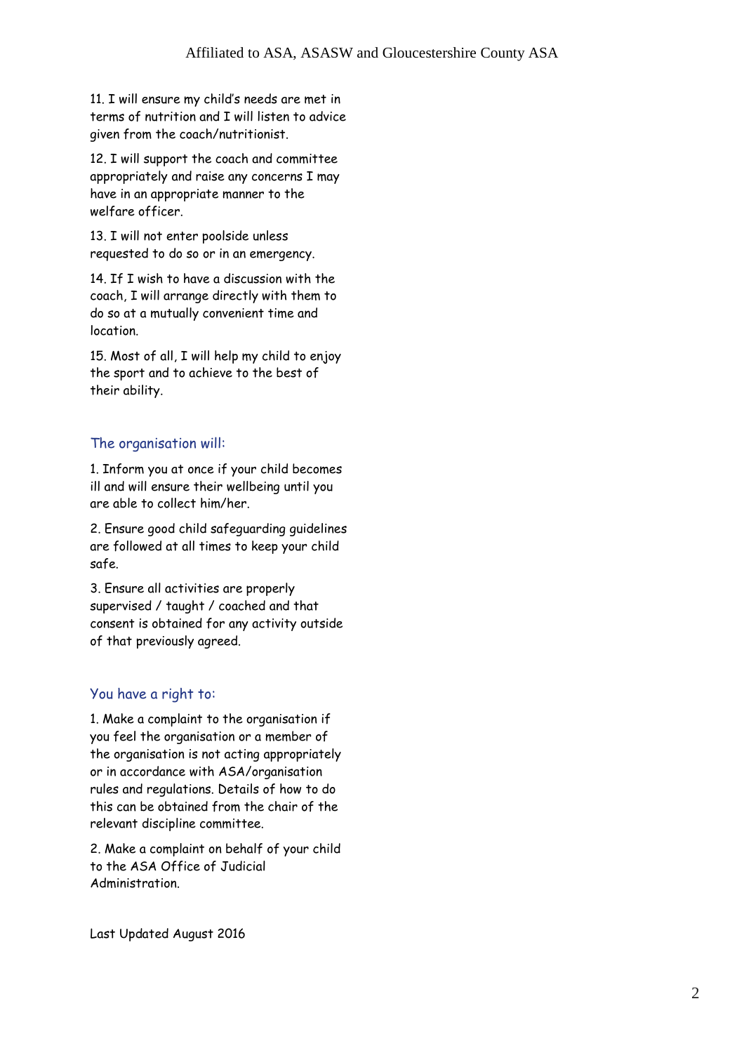11. I will ensure my child's needs are met in terms of nutrition and I will listen to advice given from the coach/nutritionist.

12. I will support the coach and committee appropriately and raise any concerns I may have in an appropriate manner to the welfare officer.

13. I will not enter poolside unless requested to do so or in an emergency.

14. If I wish to have a discussion with the coach, I will arrange directly with them to do so at a mutually convenient time and location.

15. Most of all, I will help my child to enjoy the sport and to achieve to the best of their ability.

## The organisation will:

1. Inform you at once if your child becomes ill and will ensure their wellbeing until you are able to collect him/her.

2. Ensure good child safeguarding guidelines are followed at all times to keep your child safe.

3. Ensure all activities are properly supervised / taught / coached and that consent is obtained for any activity outside of that previously agreed.

## You have a right to:

1. Make a complaint to the organisation if you feel the organisation or a member of the organisation is not acting appropriately or in accordance with ASA/organisation rules and regulations. Details of how to do this can be obtained from the chair of the relevant discipline committee.

2. Make a complaint on behalf of your child to the ASA Office of Judicial Administration.

Last Updated August 2016